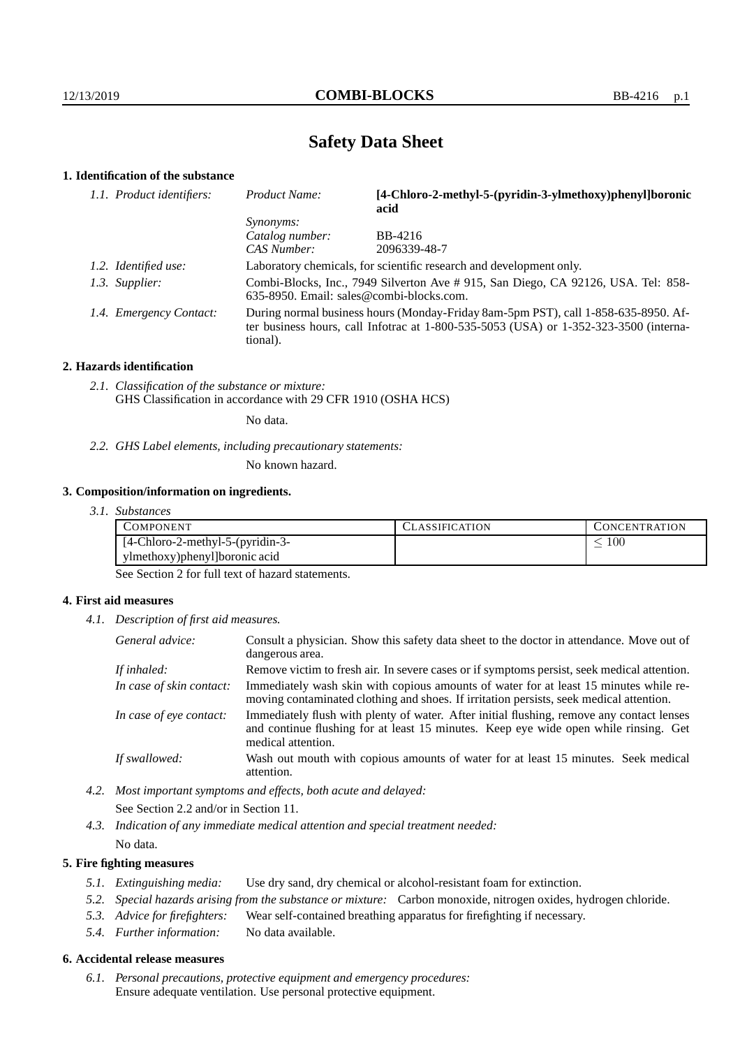# Safety Data Sheet

## 1. Identification of the substance

| 1.1. Product identifiers: | Product Name: | **[4-Chloro-2-methyl-5-(pyridin-3-ylmethoxy)phenyl]boronic acid** |
|---|---|---|
| | Synonyms: | |
| | Catalog number: | BB-4216 |
| | CAS Number: | 2096339-48-7 |

*1.2. Identified use:* Laboratory chemicals, for scientific research and development only.

*1.3. Supplier:* Combi-Blocks, Inc., 7949 Silverton Ave # 915, San Diego, CA 92126, USA. Tel: 858-635-8950. Email: sales@combi-blocks.com.

*1.4. Emergency Contact:* During normal business hours (Monday-Friday 8am-5pm PST), call 1-858-635-8950. After business hours, call Infotrac at 1-800-535-5053 (USA) or 1-352-323-3500 (international).

## 2. Hazards identification

*2.1. Classification of the substance or mixture:*
GHS Classification in accordance with 29 CFR 1910 (OSHA HCS)

No data.

*2.2. GHS Label elements, including precautionary statements:*

No known hazard.

## 3. Composition/information on ingredients.

*3.1. Substances*

| COMPONENT | CLASSIFICATION | CONCENTRATION |
|---|---|---|
| [4-Chloro-2-methyl-5-(pyridin-3-ylmethoxy)phenyl]boronic acid | | $\leq 100$ |

See Section 2 for full text of hazard statements.

## 4. First aid measures

*4.1. Description of first aid measures.*

*General advice:* Consult a physician. Show this safety data sheet to the doctor in attendance. Move out of dangerous area.

*If inhaled:* Remove victim to fresh air. In severe cases or if symptoms persist, seek medical attention.

*In case of skin contact:* Immediately wash skin with copious amounts of water for at least 15 minutes while removing contaminated clothing and shoes. If irritation persists, seek medical attention.

*In case of eye contact:* Immediately flush with plenty of water. After initial flushing, remove any contact lenses and continue flushing for at least 15 minutes. Keep eye wide open while rinsing. Get medical attention.

*If swallowed:* Wash out mouth with copious amounts of water for at least 15 minutes. Seek medical attention.

*4.2. Most important symptoms and effects, both acute and delayed:*

See Section 2.2 and/or in Section 11.

*4.3. Indication of any immediate medical attention and special treatment needed:*

No data.

## 5. Fire fighting measures

*5.1. Extinguishing media:* Use dry sand, dry chemical or alcohol-resistant foam for extinction.

*5.2. Special hazards arising from the substance or mixture:* Carbon monoxide, nitrogen oxides, hydrogen chloride.

*5.3. Advice for firefighters:* Wear self-contained breathing apparatus for firefighting if necessary.

*5.4. Further information:* No data available.

## 6. Accidental release measures

*6.1. Personal precautions, protective equipment and emergency procedures:*
Ensure adequate ventilation. Use personal protective equipment.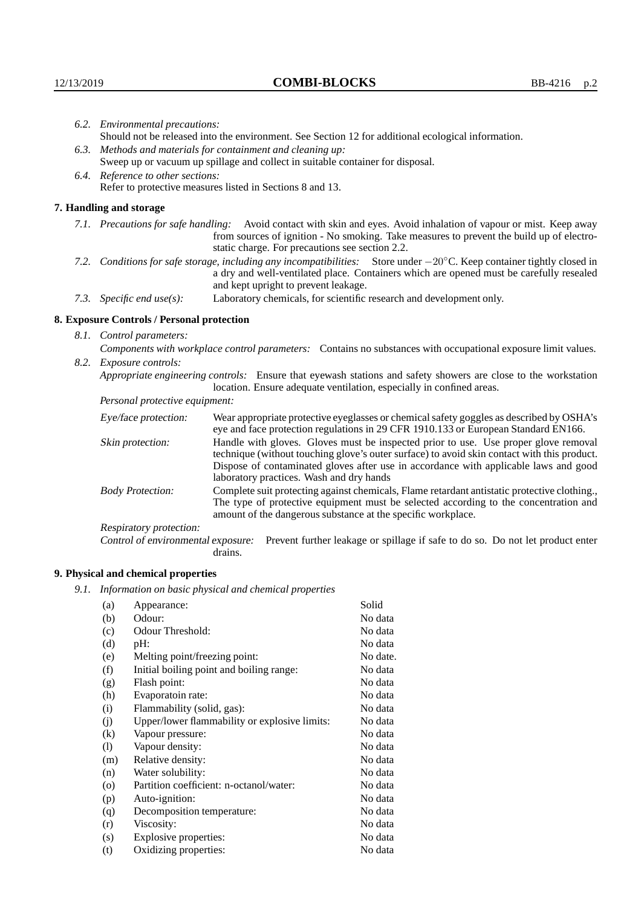*6.2. Environmental precautions:*
Should not be released into the environment. See Section 12 for additional ecological information.

*6.3. Methods and materials for containment and cleaning up:*
Sweep up or vacuum up spillage and collect in suitable container for disposal.

*6.4. Reference to other sections:*
Refer to protective measures listed in Sections 8 and 13.

## 7. Handling and storage

*7.1. Precautions for safe handling:* Avoid contact with skin and eyes. Avoid inhalation of vapour or mist. Keep away from sources of ignition - No smoking. Take measures to prevent the build up of electrostatic charge. For precautions see section 2.2.

*7.2. Conditions for safe storage, including any incompatibilities:* Store under $-20^{\circ}$C. Keep container tightly closed in a dry and well-ventilated place. Containers which are opened must be carefully resealed and kept upright to prevent leakage.

*7.3. Specific end use(s):* Laboratory chemicals, for scientific research and development only.

## 8. Exposure Controls / Personal protection

*8.1. Control parameters:*

*Components with workplace control parameters:* Contains no substances with occupational exposure limit values.

*8.2. Exposure controls:*

*Appropriate engineering controls:* Ensure that eyewash stations and safety showers are close to the workstation location. Ensure adequate ventilation, especially in confined areas.

*Personal protective equipment:*

*Eye/face protection:* Wear appropriate protective eyeglasses or chemical safety goggles as described by OSHA's eye and face protection regulations in 29 CFR 1910.133 or European Standard EN166.

*Skin protection:* Handle with gloves. Gloves must be inspected prior to use. Use proper glove removal technique (without touching glove's outer surface) to avoid skin contact with this product. Dispose of contaminated gloves after use in accordance with applicable laws and good laboratory practices. Wash and dry hands

*Body Protection:* Complete suit protecting against chemicals, Flame retardant antistatic protective clothing., The type of protective equipment must be selected according to the concentration and amount of the dangerous substance at the specific workplace.

*Respiratory protection:*

*Control of environmental exposure:* Prevent further leakage or spillage if safe to do so. Do not let product enter drains.

## 9. Physical and chemical properties

*9.1. Information on basic physical and chemical properties*

| | | |
|---|---|---|
| (a) | Appearance: | Solid |
| (b) | Odour: | No data |
| (c) | Odour Threshold: | No data |
| (d) | pH: | No data |
| (e) | Melting point/freezing point: | No date. |
| (f) | Initial boiling point and boiling range: | No data |
| (g) | Flash point: | No data |
| (h) | Evaporatoin rate: | No data |
| (i) | Flammability (solid, gas): | No data |
| (j) | Upper/lower flammability or explosive limits: | No data |
| (k) | Vapour pressure: | No data |
| (l) | Vapour density: | No data |
| (m) | Relative density: | No data |
| (n) | Water solubility: | No data |
| (o) | Partition coefficient: n-octanol/water: | No data |
| (p) | Auto-ignition: | No data |
| (q) | Decomposition temperature: | No data |
| (r) | Viscosity: | No data |
| (s) | Explosive properties: | No data |
| (t) | Oxidizing properties: | No data |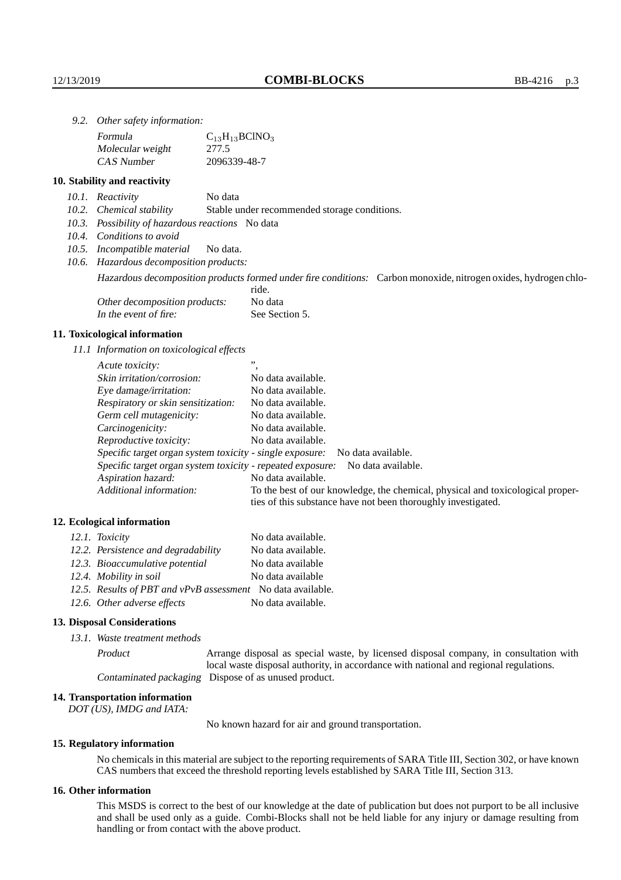*9.2. Other safety information:*

| | |
|---|---|
| *Formula* | $C_{13}H_{13}BClNO_3$ |
| *Molecular weight* | 277.5 |
| *CAS Number* | 2096339-48-7 |

## 10. Stability and reactivity

*10.1. Reactivity* No data

*10.2. Chemical stability* Stable under recommended storage conditions.

*10.3. Possibility of hazardous reactions* No data

*10.4. Conditions to avoid*

*10.5. Incompatible material* No data.

*10.6. Hazardous decomposition products:*

*Hazardous decomposition products formed under fire conditions:* Carbon monoxide, nitrogen oxides, hydrogen chloride.

| | |
|---|---|
| *Other decomposition products:* | No data |
| *In the event of fire:* | See Section 5. |

## 11. Toxicological information

*11.1 Information on toxicological effects*

| | |
|---|---|
| *Acute toxicity:* | ", |
| *Skin irritation/corrosion:* | No data available. |
| *Eye damage/irritation:* | No data available. |
| *Respiratory or skin sensitization:* | No data available. |
| *Germ cell mutagenicity:* | No data available. |
| *Carcinogenicity:* | No data available. |
| *Reproductive toxicity:* | No data available. |
| *Specific target organ system toxicity - single exposure:* | No data available. |
| *Specific target organ system toxicity - repeated exposure:* | No data available. |
| *Aspiration hazard:* | No data available. |
| *Additional information:* | To the best of our knowledge, the chemical, physical and toxicological properties of this substance have not been thoroughly investigated. |

## 12. Ecological information

| | |
|---|---|
| *12.1. Toxicity* | No data available. |
| *12.2. Persistence and degradability* | No data available. |
| *12.3. Bioaccumulative potential* | No data available |
| *12.4. Mobility in soil* | No data available |
| *12.5. Results of PBT and vPvB assessment* | No data available. |
| *12.6. Other adverse effects* | No data available. |

## 13. Disposal Considerations

*13.1. Waste treatment methods*

*Product* Arrange disposal as special waste, by licensed disposal company, in consultation with local waste disposal authority, in accordance with national and regional regulations.

*Contaminated packaging* Dispose of as unused product.

## 14. Transportation information

*DOT (US), IMDG and IATA:*

No known hazard for air and ground transportation.

## 15. Regulatory information

No chemicals in this material are subject to the reporting requirements of SARA Title III, Section 302, or have known CAS numbers that exceed the threshold reporting levels established by SARA Title III, Section 313.

## 16. Other information

This MSDS is correct to the best of our knowledge at the date of publication but does not purport to be all inclusive and shall be used only as a guide. Combi-Blocks shall not be held liable for any injury or damage resulting from handling or from contact with the above product.